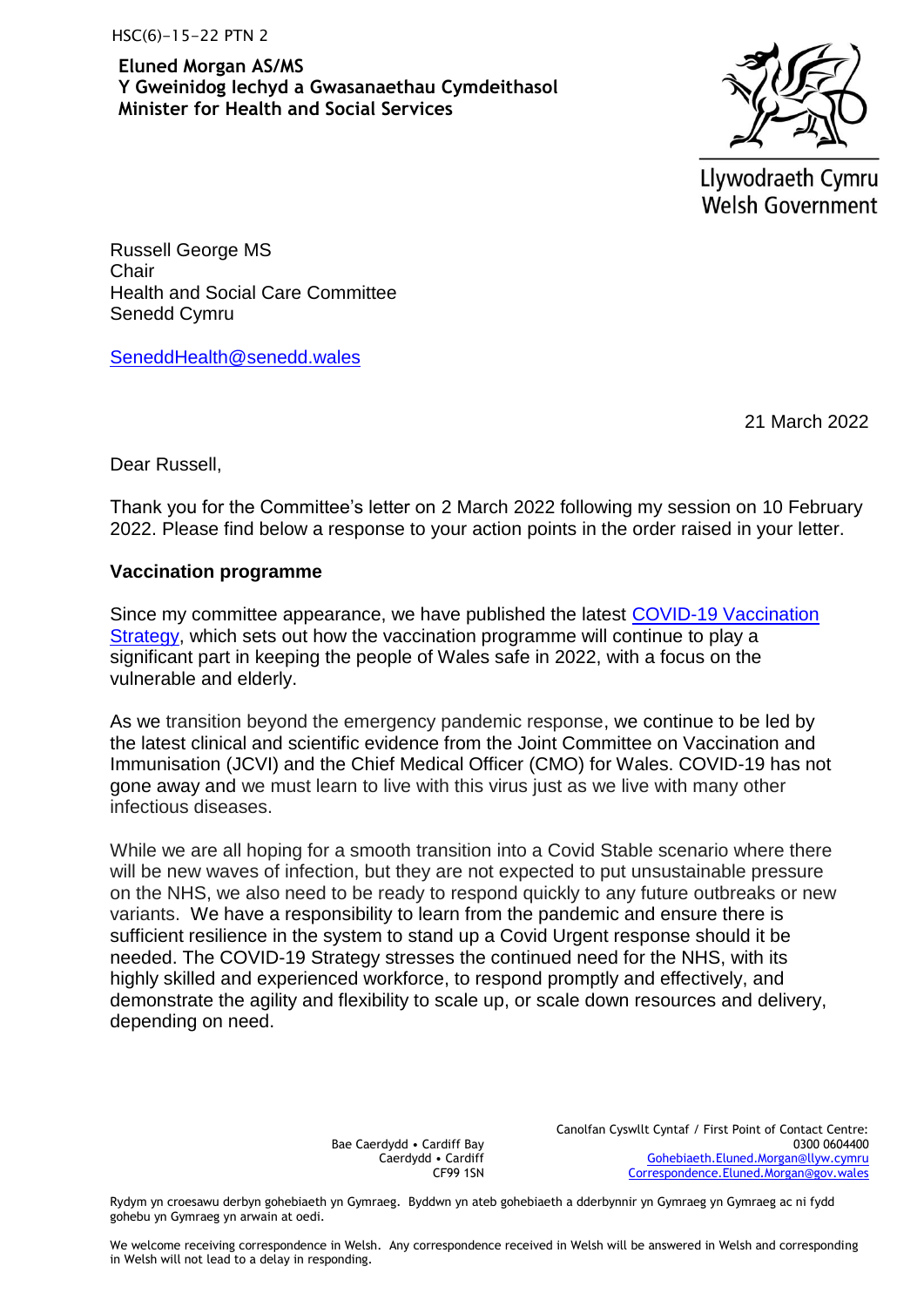HSC(6)-15-22 PTN 2

**Eluned Morgan AS/MS**
**Y Gweinidog Iechyd a Gwasanaethau Cymdeithasol**
**Minister for Health and Social Services**

Llywodraeth Cymru
Welsh Government

Russell George MS
Chair
Health and Social Care Committee
Senedd Cymru

SeneddHealth@senedd.wales

21 March 2022

Dear Russell,

Thank you for the Committee's letter on 2 March 2022 following my session on 10 February 2022. Please find below a response to your action points in the order raised in your letter.

**Vaccination programme**

Since my committee appearance, we have published the latest [COVID-19 Vaccination Strategy](), which sets out how the vaccination programme will continue to play a significant part in keeping the people of Wales safe in 2022, with a focus on the vulnerable and elderly.

As we transition beyond the emergency pandemic response, we continue to be led by the latest clinical and scientific evidence from the Joint Committee on Vaccination and Immunisation (JCVI) and the Chief Medical Officer (CMO) for Wales. COVID-19 has not gone away and we must learn to live with this virus just as we live with many other infectious diseases.

While we are all hoping for a smooth transition into a Covid Stable scenario where there will be new waves of infection, but they are not expected to put unsustainable pressure on the NHS, we also need to be ready to respond quickly to any future outbreaks or new variants. We have a responsibility to learn from the pandemic and ensure there is sufficient resilience in the system to stand up a Covid Urgent response should it be needed. The COVID-19 Strategy stresses the continued need for the NHS, with its highly skilled and experienced workforce, to respond promptly and effectively, and demonstrate the agility and flexibility to scale up, or scale down resources and delivery, depending on need.

Bae Caerdydd • Cardiff Bay
Caerdydd • Cardiff
CF99 1SN

Canolfan Cyswllt Cyntaf / First Point of Contact Centre:
0300 0604400
Gohebiaeth.Eluned.Morgan@llyw.cymru
Correspondence.Eluned.Morgan@gov.wales

Rydym yn croesawu derbyn gohebiaeth yn Gymraeg. Byddwn yn ateb gohebiaeth a dderbynnir yn Gymraeg yn Gymraeg ac ni fydd gohebu yn Gymraeg yn arwain at oedi.

We welcome receiving correspondence in Welsh. Any correspondence received in Welsh will be answered in Welsh and corresponding in Welsh will not lead to a delay in responding.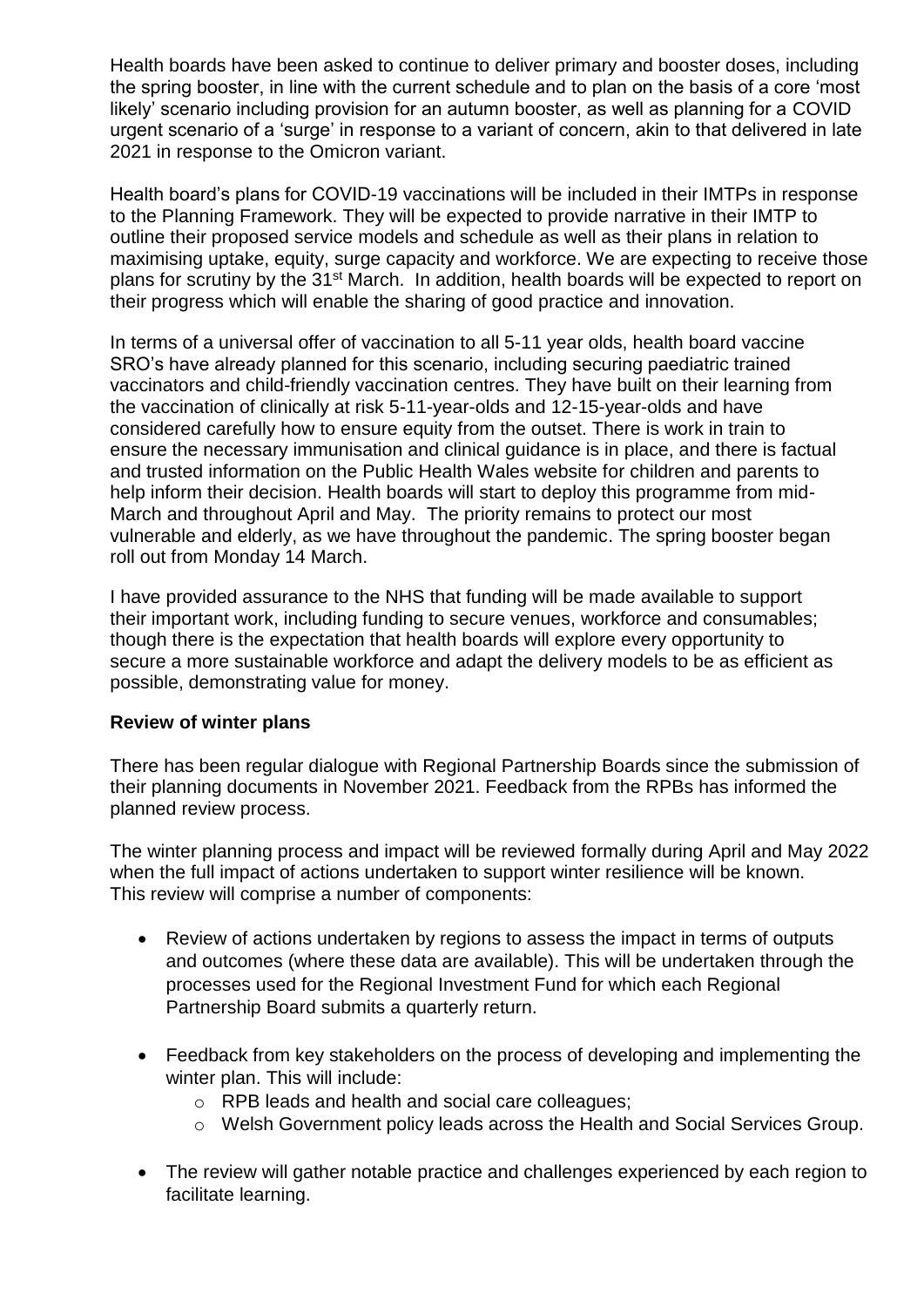Health boards have been asked to continue to deliver primary and booster doses, including the spring booster, in line with the current schedule and to plan on the basis of a core 'most likely' scenario including provision for an autumn booster, as well as planning for a COVID urgent scenario of a 'surge' in response to a variant of concern, akin to that delivered in late 2021 in response to the Omicron variant.

Health board's plans for COVID-19 vaccinations will be included in their IMTPs in response to the Planning Framework. They will be expected to provide narrative in their IMTP to outline their proposed service models and schedule as well as their plans in relation to maximising uptake, equity, surge capacity and workforce. We are expecting to receive those plans for scrutiny by the 31st March. In addition, health boards will be expected to report on their progress which will enable the sharing of good practice and innovation.

In terms of a universal offer of vaccination to all 5-11 year olds, health board vaccine SRO's have already planned for this scenario, including securing paediatric trained vaccinators and child-friendly vaccination centres. They have built on their learning from the vaccination of clinically at risk 5-11-year-olds and 12-15-year-olds and have considered carefully how to ensure equity from the outset. There is work in train to ensure the necessary immunisation and clinical guidance is in place, and there is factual and trusted information on the Public Health Wales website for children and parents to help inform their decision. Health boards will start to deploy this programme from mid-March and throughout April and May. The priority remains to protect our most vulnerable and elderly, as we have throughout the pandemic. The spring booster began roll out from Monday 14 March.

I have provided assurance to the NHS that funding will be made available to support their important work, including funding to secure venues, workforce and consumables; though there is the expectation that health boards will explore every opportunity to secure a more sustainable workforce and adapt the delivery models to be as efficient as possible, demonstrating value for money.

**Review of winter plans**

There has been regular dialogue with Regional Partnership Boards since the submission of their planning documents in November 2021. Feedback from the RPBs has informed the planned review process.

The winter planning process and impact will be reviewed formally during April and May 2022 when the full impact of actions undertaken to support winter resilience will be known. This review will comprise a number of components:

- Review of actions undertaken by regions to assess the impact in terms of outputs and outcomes (where these data are available). This will be undertaken through the processes used for the Regional Investment Fund for which each Regional Partnership Board submits a quarterly return.
- Feedback from key stakeholders on the process of developing and implementing the winter plan. This will include:
    - RPB leads and health and social care colleagues;
    - Welsh Government policy leads across the Health and Social Services Group.
- The review will gather notable practice and challenges experienced by each region to facilitate learning.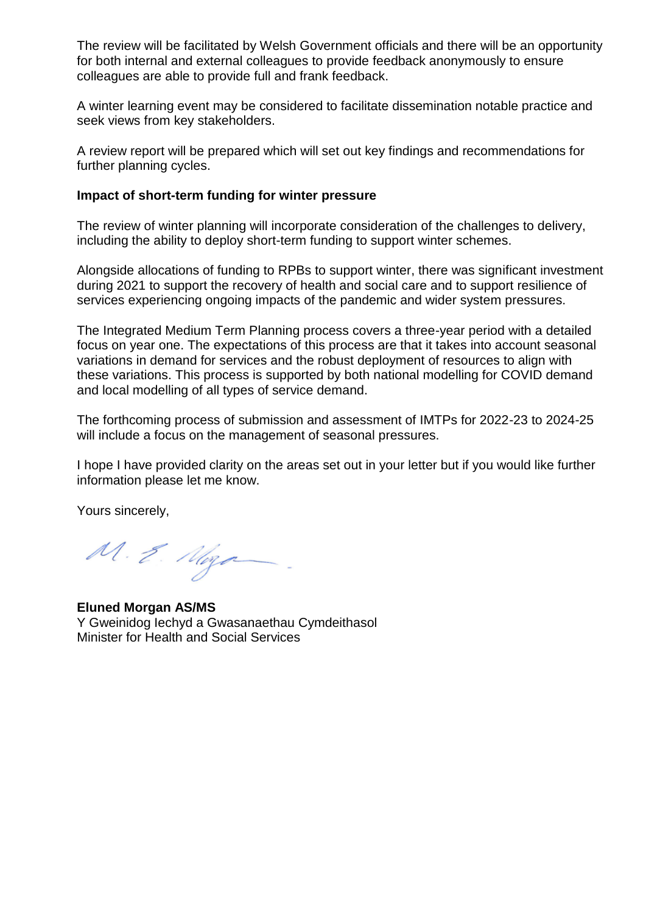The review will be facilitated by Welsh Government officials and there will be an opportunity for both internal and external colleagues to provide feedback anonymously to ensure colleagues are able to provide full and frank feedback.

A winter learning event may be considered to facilitate dissemination notable practice and seek views from key stakeholders.

A review report will be prepared which will set out key findings and recommendations for further planning cycles.

**Impact of short-term funding for winter pressure**

The review of winter planning will incorporate consideration of the challenges to delivery, including the ability to deploy short-term funding to support winter schemes.

Alongside allocations of funding to RPBs to support winter, there was significant investment during 2021 to support the recovery of health and social care and to support resilience of services experiencing ongoing impacts of the pandemic and wider system pressures.

The Integrated Medium Term Planning process covers a three-year period with a detailed focus on year one. The expectations of this process are that it takes into account seasonal variations in demand for services and the robust deployment of resources to align with these variations. This process is supported by both national modelling for COVID demand and local modelling of all types of service demand.

The forthcoming process of submission and assessment of IMTPs for 2022-23 to 2024-25 will include a focus on the management of seasonal pressures.

I hope I have provided clarity on the areas set out in your letter but if you would like further information please let me know.

Yours sincerely,

**Eluned Morgan AS/MS**
Y Gweinidog Iechyd a Gwasanaethau Cymdeithasol
Minister for Health and Social Services